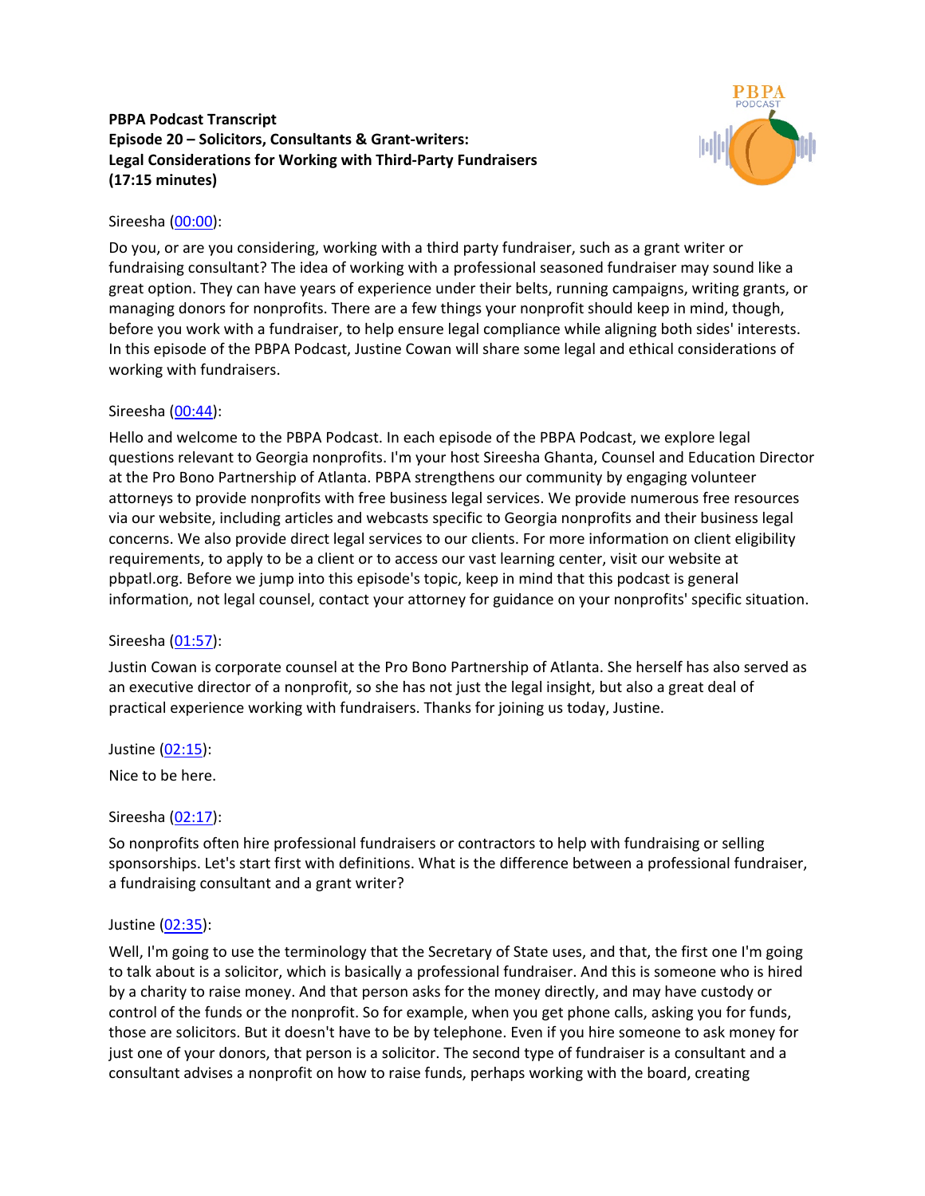**PBPA Podcast Transcript**
**Episode 20 – Solicitors, Consultants & Grant-writers:**
**Legal Considerations for Working with Third-Party Fundraisers**
**(17:15 minutes)**

Sireesha ([00:00]()):

Do you, or are you considering, working with a third party fundraiser, such as a grant writer or fundraising consultant? The idea of working with a professional seasoned fundraiser may sound like a great option. They can have years of experience under their belts, running campaigns, writing grants, or managing donors for nonprofits. There are a few things your nonprofit should keep in mind, though, before you work with a fundraiser, to help ensure legal compliance while aligning both sides' interests. In this episode of the PBPA Podcast, Justine Cowan will share some legal and ethical considerations of working with fundraisers.

Sireesha ([00:44]()):

Hello and welcome to the PBPA Podcast. In each episode of the PBPA Podcast, we explore legal questions relevant to Georgia nonprofits. I'm your host Sireesha Ghanta, Counsel and Education Director at the Pro Bono Partnership of Atlanta. PBPA strengthens our community by engaging volunteer attorneys to provide nonprofits with free business legal services. We provide numerous free resources via our website, including articles and webcasts specific to Georgia nonprofits and their business legal concerns. We also provide direct legal services to our clients. For more information on client eligibility requirements, to apply to be a client or to access our vast learning center, visit our website at pbpatl.org. Before we jump into this episode's topic, keep in mind that this podcast is general information, not legal counsel, contact your attorney for guidance on your nonprofits' specific situation.

Sireesha ([01:57]()):

Justin Cowan is corporate counsel at the Pro Bono Partnership of Atlanta. She herself has also served as an executive director of a nonprofit, so she has not just the legal insight, but also a great deal of practical experience working with fundraisers. Thanks for joining us today, Justine.

Justine ([02:15]()):

Nice to be here.

Sireesha ([02:17]()):

So nonprofits often hire professional fundraisers or contractors to help with fundraising or selling sponsorships. Let's start first with definitions. What is the difference between a professional fundraiser, a fundraising consultant and a grant writer?

Justine ([02:35]()):

Well, I'm going to use the terminology that the Secretary of State uses, and that, the first one I'm going to talk about is a solicitor, which is basically a professional fundraiser. And this is someone who is hired by a charity to raise money. And that person asks for the money directly, and may have custody or control of the funds or the nonprofit. So for example, when you get phone calls, asking you for funds, those are solicitors. But it doesn't have to be by telephone. Even if you hire someone to ask money for just one of your donors, that person is a solicitor. The second type of fundraiser is a consultant and a consultant advises a nonprofit on how to raise funds, perhaps working with the board, creating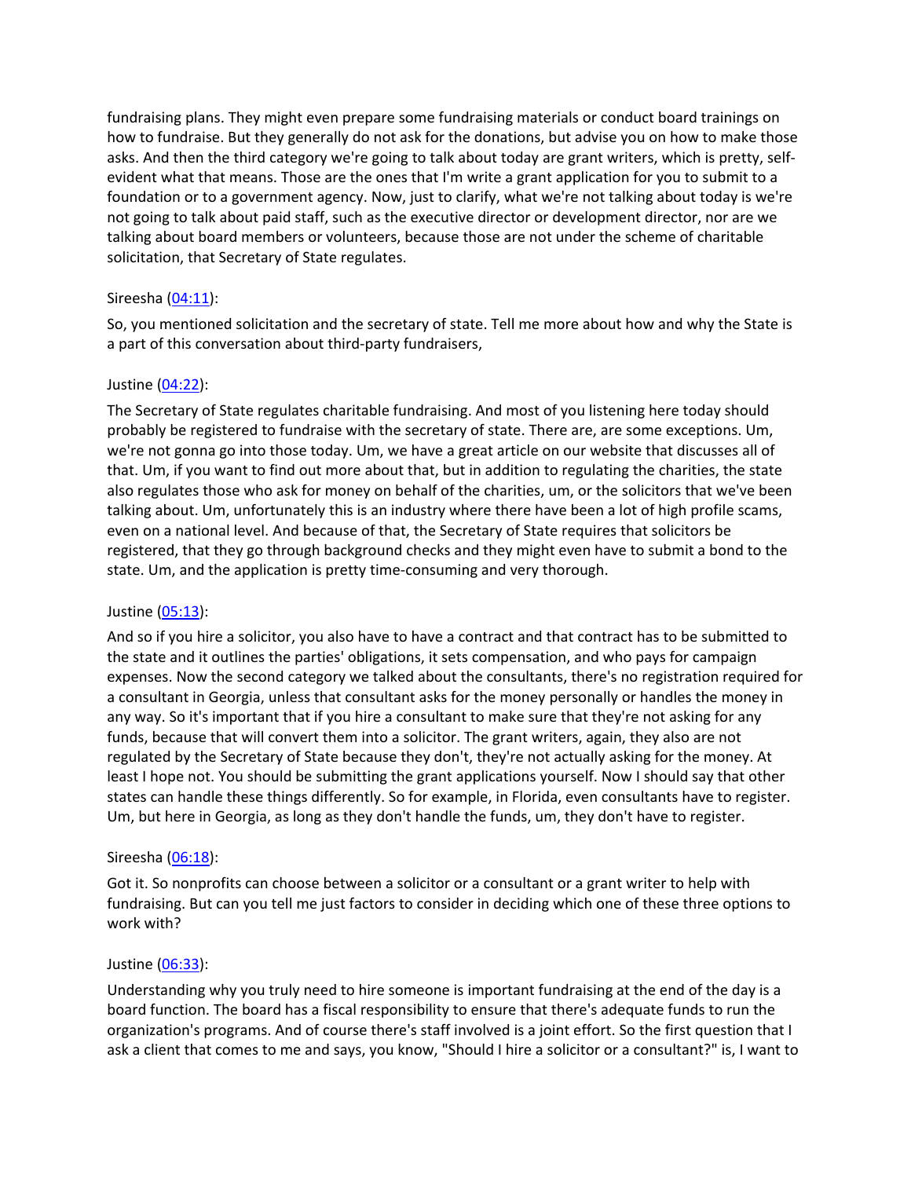fundraising plans. They might even prepare some fundraising materials or conduct board trainings on how to fundraise. But they generally do not ask for the donations, but advise you on how to make those asks. And then the third category we're going to talk about today are grant writers, which is pretty, self-evident what that means. Those are the ones that I'm write a grant application for you to submit to a foundation or to a government agency. Now, just to clarify, what we're not talking about today is we're not going to talk about paid staff, such as the executive director or development director, nor are we talking about board members or volunteers, because those are not under the scheme of charitable solicitation, that Secretary of State regulates.

Sireesha ([04:11](#)):

So, you mentioned solicitation and the secretary of state. Tell me more about how and why the State is a part of this conversation about third-party fundraisers,

Justine ([04:22](#)):

The Secretary of State regulates charitable fundraising. And most of you listening here today should probably be registered to fundraise with the secretary of state. There are, are some exceptions. Um, we're not gonna go into those today. Um, we have a great article on our website that discusses all of that. Um, if you want to find out more about that, but in addition to regulating the charities, the state also regulates those who ask for money on behalf of the charities, um, or the solicitors that we've been talking about. Um, unfortunately this is an industry where there have been a lot of high profile scams, even on a national level. And because of that, the Secretary of State requires that solicitors be registered, that they go through background checks and they might even have to submit a bond to the state. Um, and the application is pretty time-consuming and very thorough.

Justine ([05:13](#)):

And so if you hire a solicitor, you also have to have a contract and that contract has to be submitted to the state and it outlines the parties' obligations, it sets compensation, and who pays for campaign expenses. Now the second category we talked about the consultants, there's no registration required for a consultant in Georgia, unless that consultant asks for the money personally or handles the money in any way. So it's important that if you hire a consultant to make sure that they're not asking for any funds, because that will convert them into a solicitor. The grant writers, again, they also are not regulated by the Secretary of State because they don't, they're not actually asking for the money. At least I hope not. You should be submitting the grant applications yourself. Now I should say that other states can handle these things differently. So for example, in Florida, even consultants have to register. Um, but here in Georgia, as long as they don't handle the funds, um, they don't have to register.

Sireesha ([06:18](#)):

Got it. So nonprofits can choose between a solicitor or a consultant or a grant writer to help with fundraising. But can you tell me just factors to consider in deciding which one of these three options to work with?

Justine ([06:33](#)):

Understanding why you truly need to hire someone is important fundraising at the end of the day is a board function. The board has a fiscal responsibility to ensure that there's adequate funds to run the organization's programs. And of course there's staff involved is a joint effort. So the first question that I ask a client that comes to me and says, you know, "Should I hire a solicitor or a consultant?" is, I want to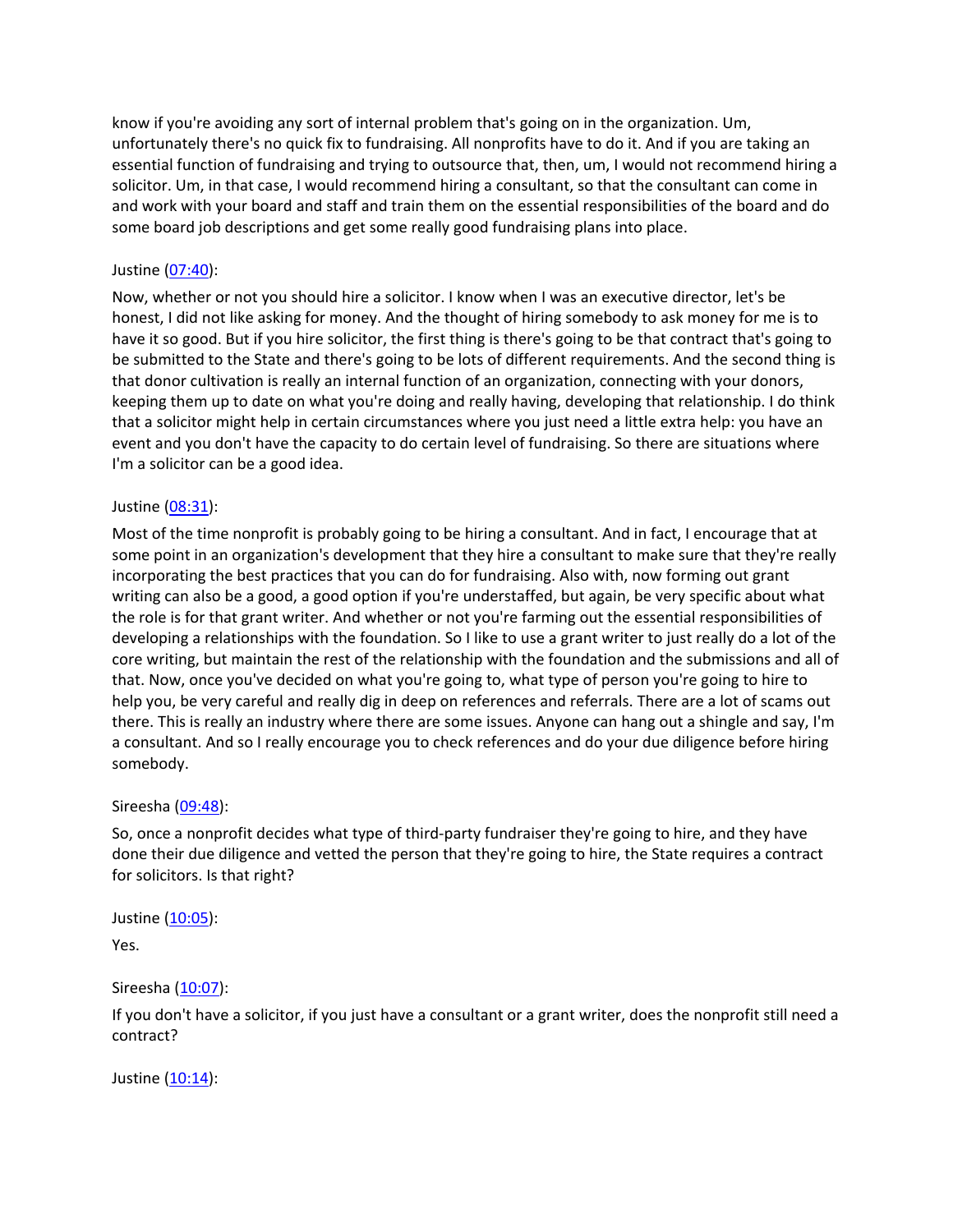know if you're avoiding any sort of internal problem that's going on in the organization. Um, unfortunately there's no quick fix to fundraising. All nonprofits have to do it. And if you are taking an essential function of fundraising and trying to outsource that, then, um, I would not recommend hiring a solicitor. Um, in that case, I would recommend hiring a consultant, so that the consultant can come in and work with your board and staff and train them on the essential responsibilities of the board and do some board job descriptions and get some really good fundraising plans into place.

Justine ([07:40]):

Now, whether or not you should hire a solicitor. I know when I was an executive director, let's be honest, I did not like asking for money. And the thought of hiring somebody to ask money for me is to have it so good. But if you hire solicitor, the first thing is there's going to be that contract that's going to be submitted to the State and there's going to be lots of different requirements. And the second thing is that donor cultivation is really an internal function of an organization, connecting with your donors, keeping them up to date on what you're doing and really having, developing that relationship. I do think that a solicitor might help in certain circumstances where you just need a little extra help: you have an event and you don't have the capacity to do certain level of fundraising. So there are situations where I'm a solicitor can be a good idea.

Justine ([08:31]):

Most of the time nonprofit is probably going to be hiring a consultant. And in fact, I encourage that at some point in an organization's development that they hire a consultant to make sure that they're really incorporating the best practices that you can do for fundraising. Also with, now forming out grant writing can also be a good, a good option if you're understaffed, but again, be very specific about what the role is for that grant writer. And whether or not you're farming out the essential responsibilities of developing a relationships with the foundation. So I like to use a grant writer to just really do a lot of the core writing, but maintain the rest of the relationship with the foundation and the submissions and all of that. Now, once you've decided on what you're going to, what type of person you're going to hire to help you, be very careful and really dig in deep on references and referrals. There are a lot of scams out there. This is really an industry where there are some issues. Anyone can hang out a shingle and say, I'm a consultant. And so I really encourage you to check references and do your due diligence before hiring somebody.

Sireesha ([09:48]):

So, once a nonprofit decides what type of third-party fundraiser they're going to hire, and they have done their due diligence and vetted the person that they're going to hire, the State requires a contract for solicitors. Is that right?

Justine ([10:05]):

Yes.

Sireesha ([10:07]):

If you don't have a solicitor, if you just have a consultant or a grant writer, does the nonprofit still need a contract?

Justine ([10:14]):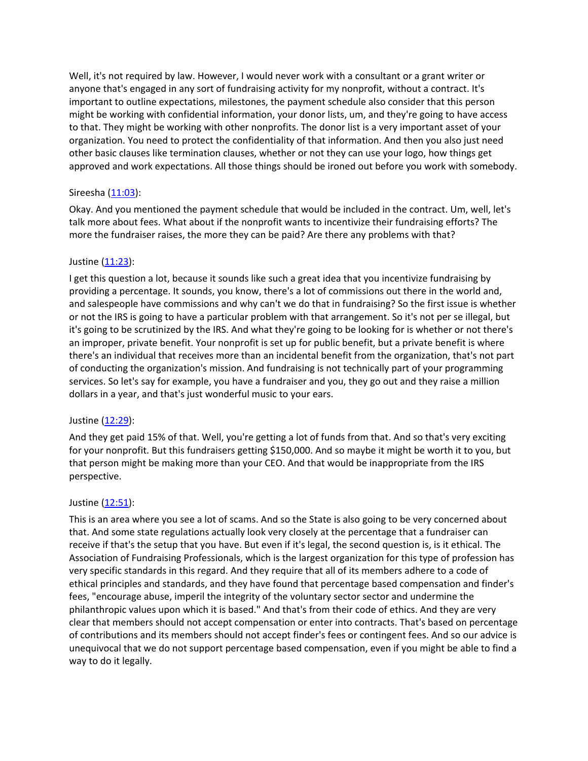Well, it's not required by law. However, I would never work with a consultant or a grant writer or anyone that's engaged in any sort of fundraising activity for my nonprofit, without a contract. It's important to outline expectations, milestones, the payment schedule also consider that this person might be working with confidential information, your donor lists, um, and they're going to have access to that. They might be working with other nonprofits. The donor list is a very important asset of your organization. You need to protect the confidentiality of that information. And then you also just need other basic clauses like termination clauses, whether or not they can use your logo, how things get approved and work expectations. All those things should be ironed out before you work with somebody.

Sireesha (11:03):

Okay. And you mentioned the payment schedule that would be included in the contract. Um, well, let's talk more about fees. What about if the nonprofit wants to incentivize their fundraising efforts? The more the fundraiser raises, the more they can be paid? Are there any problems with that?

Justine (11:23):

I get this question a lot, because it sounds like such a great idea that you incentivize fundraising by providing a percentage. It sounds, you know, there's a lot of commissions out there in the world and, and salespeople have commissions and why can't we do that in fundraising? So the first issue is whether or not the IRS is going to have a particular problem with that arrangement. So it's not per se illegal, but it's going to be scrutinized by the IRS. And what they're going to be looking for is whether or not there's an improper, private benefit. Your nonprofit is set up for public benefit, but a private benefit is where there's an individual that receives more than an incidental benefit from the organization, that's not part of conducting the organization's mission. And fundraising is not technically part of your programming services. So let's say for example, you have a fundraiser and you, they go out and they raise a million dollars in a year, and that's just wonderful music to your ears.

Justine (12:29):

And they get paid 15% of that. Well, you're getting a lot of funds from that. And so that's very exciting for your nonprofit. But this fundraisers getting $150,000. And so maybe it might be worth it to you, but that person might be making more than your CEO. And that would be inappropriate from the IRS perspective.

Justine (12:51):

This is an area where you see a lot of scams. And so the State is also going to be very concerned about that. And some state regulations actually look very closely at the percentage that a fundraiser can receive if that's the setup that you have. But even if it's legal, the second question is, is it ethical. The Association of Fundraising Professionals, which is the largest organization for this type of profession has very specific standards in this regard. And they require that all of its members adhere to a code of ethical principles and standards, and they have found that percentage based compensation and finder's fees, "encourage abuse, imperil the integrity of the voluntary sector sector and undermine the philanthropic values upon which it is based." And that's from their code of ethics. And they are very clear that members should not accept compensation or enter into contracts. That's based on percentage of contributions and its members should not accept finder's fees or contingent fees. And so our advice is unequivocal that we do not support percentage based compensation, even if you might be able to find a way to do it legally.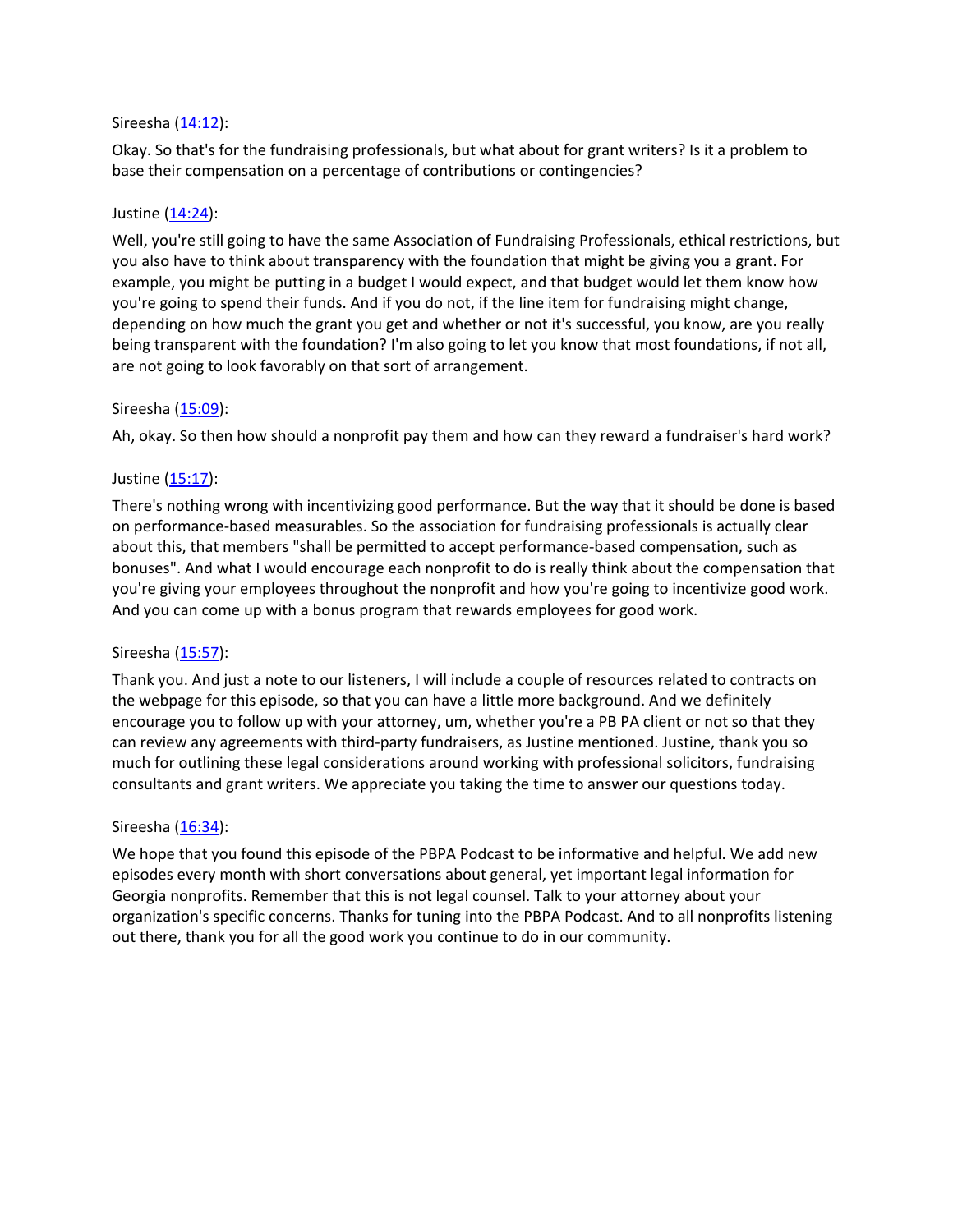Sireesha ([14:12](#)):

Okay. So that's for the fundraising professionals, but what about for grant writers? Is it a problem to base their compensation on a percentage of contributions or contingencies?

Justine ([14:24](#)):

Well, you're still going to have the same Association of Fundraising Professionals, ethical restrictions, but you also have to think about transparency with the foundation that might be giving you a grant. For example, you might be putting in a budget I would expect, and that budget would let them know how you're going to spend their funds. And if you do not, if the line item for fundraising might change, depending on how much the grant you get and whether or not it's successful, you know, are you really being transparent with the foundation? I'm also going to let you know that most foundations, if not all, are not going to look favorably on that sort of arrangement.

Sireesha ([15:09](#)):

Ah, okay. So then how should a nonprofit pay them and how can they reward a fundraiser's hard work?

Justine ([15:17](#)):

There's nothing wrong with incentivizing good performance. But the way that it should be done is based on performance-based measurables. So the association for fundraising professionals is actually clear about this, that members "shall be permitted to accept performance-based compensation, such as bonuses". And what I would encourage each nonprofit to do is really think about the compensation that you're giving your employees throughout the nonprofit and how you're going to incentivize good work. And you can come up with a bonus program that rewards employees for good work.

Sireesha ([15:57](#)):

Thank you. And just a note to our listeners, I will include a couple of resources related to contracts on the webpage for this episode, so that you can have a little more background. And we definitely encourage you to follow up with your attorney, um, whether you're a PB PA client or not so that they can review any agreements with third-party fundraisers, as Justine mentioned. Justine, thank you so much for outlining these legal considerations around working with professional solicitors, fundraising consultants and grant writers. We appreciate you taking the time to answer our questions today.

Sireesha ([16:34](#)):

We hope that you found this episode of the PBPA Podcast to be informative and helpful. We add new episodes every month with short conversations about general, yet important legal information for Georgia nonprofits. Remember that this is not legal counsel. Talk to your attorney about your organization's specific concerns. Thanks for tuning into the PBPA Podcast. And to all nonprofits listening out there, thank you for all the good work you continue to do in our community.